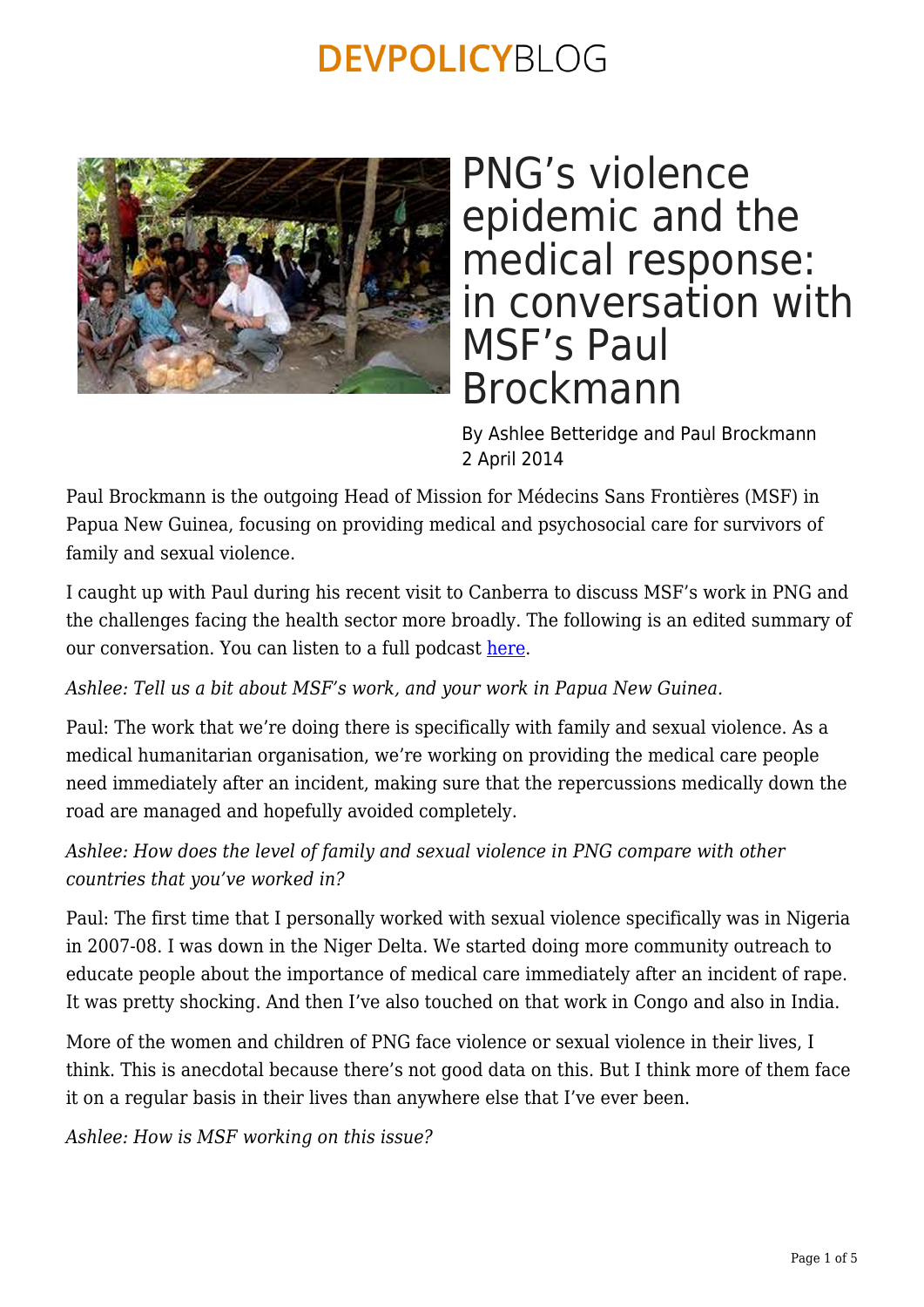# PNG's violence epidemic and the medical response: in conversation with MSF's Paul Brockmann

By Ashlee Betteridge and Paul Brockmann
2 April 2014

Paul Brockmann is the outgoing Head of Mission for Médecins Sans Frontières (MSF) in Papua New Guinea, focusing on providing medical and psychosocial care for survivors of family and sexual violence.

I caught up with Paul during his recent visit to Canberra to discuss MSF's work in PNG and the challenges facing the health sector more broadly. The following is an edited summary of our conversation. You can listen to a full podcast here.

*Ashlee: Tell us a bit about MSF's work, and your work in Papua New Guinea.*

Paul: The work that we're doing there is specifically with family and sexual violence. As a medical humanitarian organisation, we're working on providing the medical care people need immediately after an incident, making sure that the repercussions medically down the road are managed and hopefully avoided completely.

*Ashlee: How does the level of family and sexual violence in PNG compare with other countries that you've worked in?*

Paul: The first time that I personally worked with sexual violence specifically was in Nigeria in 2007-08. I was down in the Niger Delta. We started doing more community outreach to educate people about the importance of medical care immediately after an incident of rape. It was pretty shocking. And then I've also touched on that work in Congo and also in India.

More of the women and children of PNG face violence or sexual violence in their lives, I think. This is anecdotal because there's not good data on this. But I think more of them face it on a regular basis in their lives than anywhere else that I've ever been.

*Ashlee: How is MSF working on this issue?*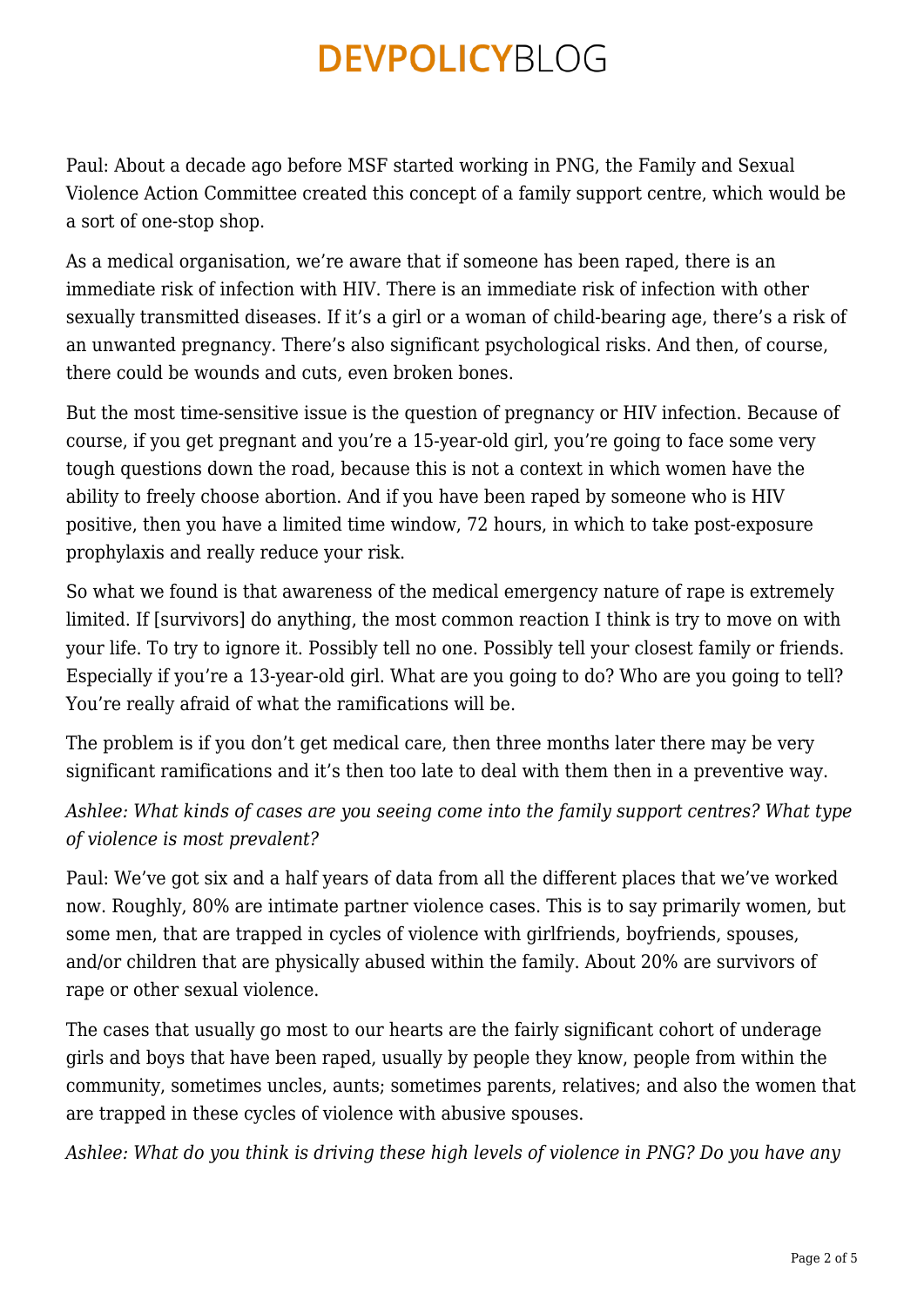Paul: About a decade ago before MSF started working in PNG, the Family and Sexual Violence Action Committee created this concept of a family support centre, which would be a sort of one-stop shop.

As a medical organisation, we're aware that if someone has been raped, there is an immediate risk of infection with HIV. There is an immediate risk of infection with other sexually transmitted diseases. If it's a girl or a woman of child-bearing age, there's a risk of an unwanted pregnancy. There's also significant psychological risks. And then, of course, there could be wounds and cuts, even broken bones.

But the most time-sensitive issue is the question of pregnancy or HIV infection. Because of course, if you get pregnant and you're a 15-year-old girl, you're going to face some very tough questions down the road, because this is not a context in which women have the ability to freely choose abortion. And if you have been raped by someone who is HIV positive, then you have a limited time window, 72 hours, in which to take post-exposure prophylaxis and really reduce your risk.

So what we found is that awareness of the medical emergency nature of rape is extremely limited. If [survivors] do anything, the most common reaction I think is try to move on with your life. To try to ignore it. Possibly tell no one. Possibly tell your closest family or friends. Especially if you're a 13-year-old girl. What are you going to do? Who are you going to tell? You're really afraid of what the ramifications will be.

The problem is if you don't get medical care, then three months later there may be very significant ramifications and it's then too late to deal with them then in a preventive way.

*Ashlee: What kinds of cases are you seeing come into the family support centres? What type of violence is most prevalent?*

Paul: We've got six and a half years of data from all the different places that we've worked now. Roughly, 80% are intimate partner violence cases. This is to say primarily women, but some men, that are trapped in cycles of violence with girlfriends, boyfriends, spouses, and/or children that are physically abused within the family. About 20% are survivors of rape or other sexual violence.

The cases that usually go most to our hearts are the fairly significant cohort of underage girls and boys that have been raped, usually by people they know, people from within the community, sometimes uncles, aunts; sometimes parents, relatives; and also the women that are trapped in these cycles of violence with abusive spouses.

*Ashlee: What do you think is driving these high levels of violence in PNG? Do you have any*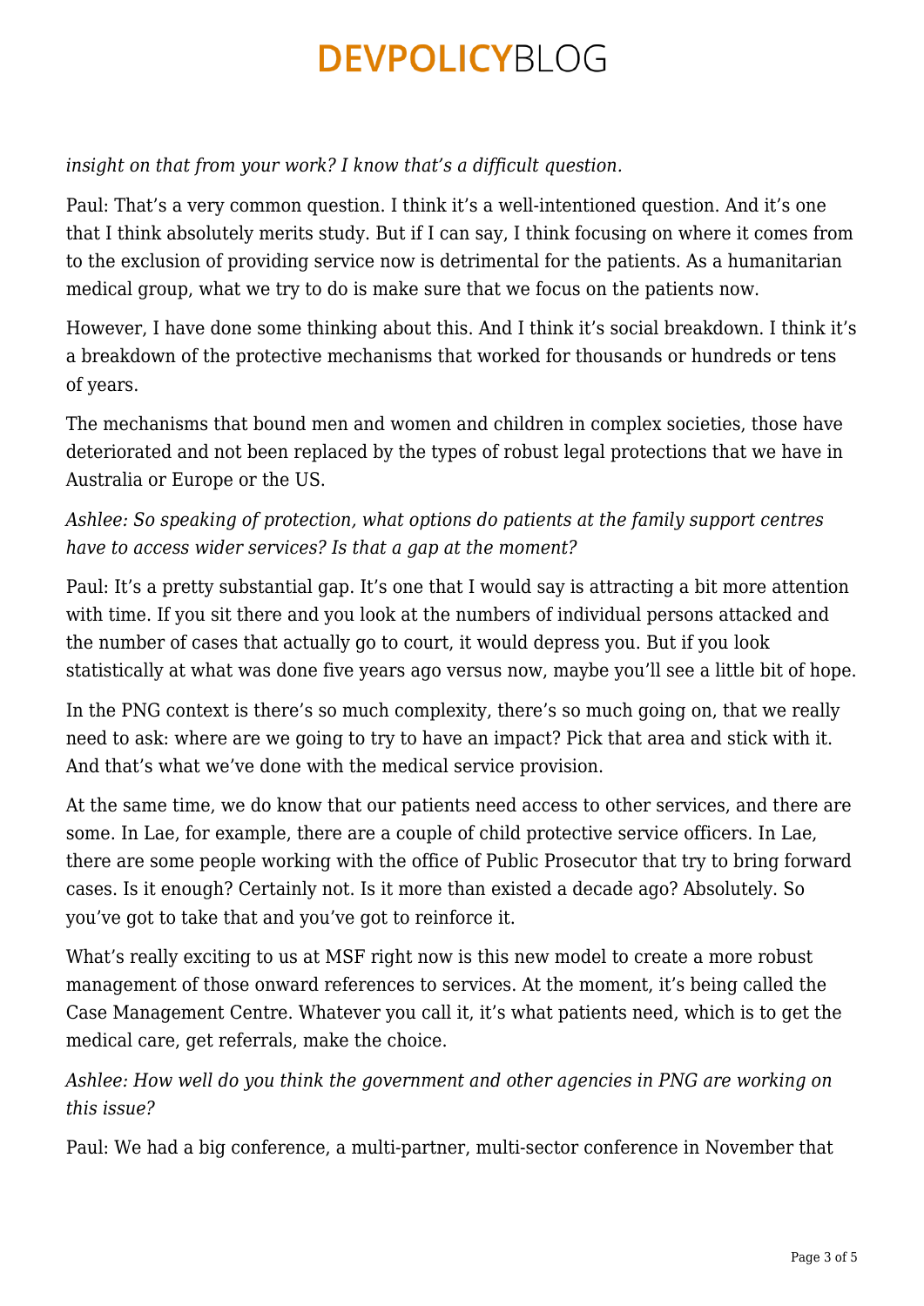*insight on that from your work? I know that's a difficult question.*

Paul: That's a very common question. I think it's a well-intentioned question. And it's one that I think absolutely merits study. But if I can say, I think focusing on where it comes from to the exclusion of providing service now is detrimental for the patients. As a humanitarian medical group, what we try to do is make sure that we focus on the patients now.

However, I have done some thinking about this. And I think it's social breakdown. I think it's a breakdown of the protective mechanisms that worked for thousands or hundreds or tens of years.

The mechanisms that bound men and women and children in complex societies, those have deteriorated and not been replaced by the types of robust legal protections that we have in Australia or Europe or the US.

*Ashlee: So speaking of protection, what options do patients at the family support centres have to access wider services? Is that a gap at the moment?*

Paul: It's a pretty substantial gap. It's one that I would say is attracting a bit more attention with time. If you sit there and you look at the numbers of individual persons attacked and the number of cases that actually go to court, it would depress you. But if you look statistically at what was done five years ago versus now, maybe you'll see a little bit of hope.

In the PNG context is there's so much complexity, there's so much going on, that we really need to ask: where are we going to try to have an impact? Pick that area and stick with it. And that's what we've done with the medical service provision.

At the same time, we do know that our patients need access to other services, and there are some. In Lae, for example, there are a couple of child protective service officers. In Lae, there are some people working with the office of Public Prosecutor that try to bring forward cases. Is it enough? Certainly not. Is it more than existed a decade ago? Absolutely. So you've got to take that and you've got to reinforce it.

What's really exciting to us at MSF right now is this new model to create a more robust management of those onward references to services. At the moment, it's being called the Case Management Centre. Whatever you call it, it's what patients need, which is to get the medical care, get referrals, make the choice.

*Ashlee: How well do you think the government and other agencies in PNG are working on this issue?*

Paul: We had a big conference, a multi-partner, multi-sector conference in November that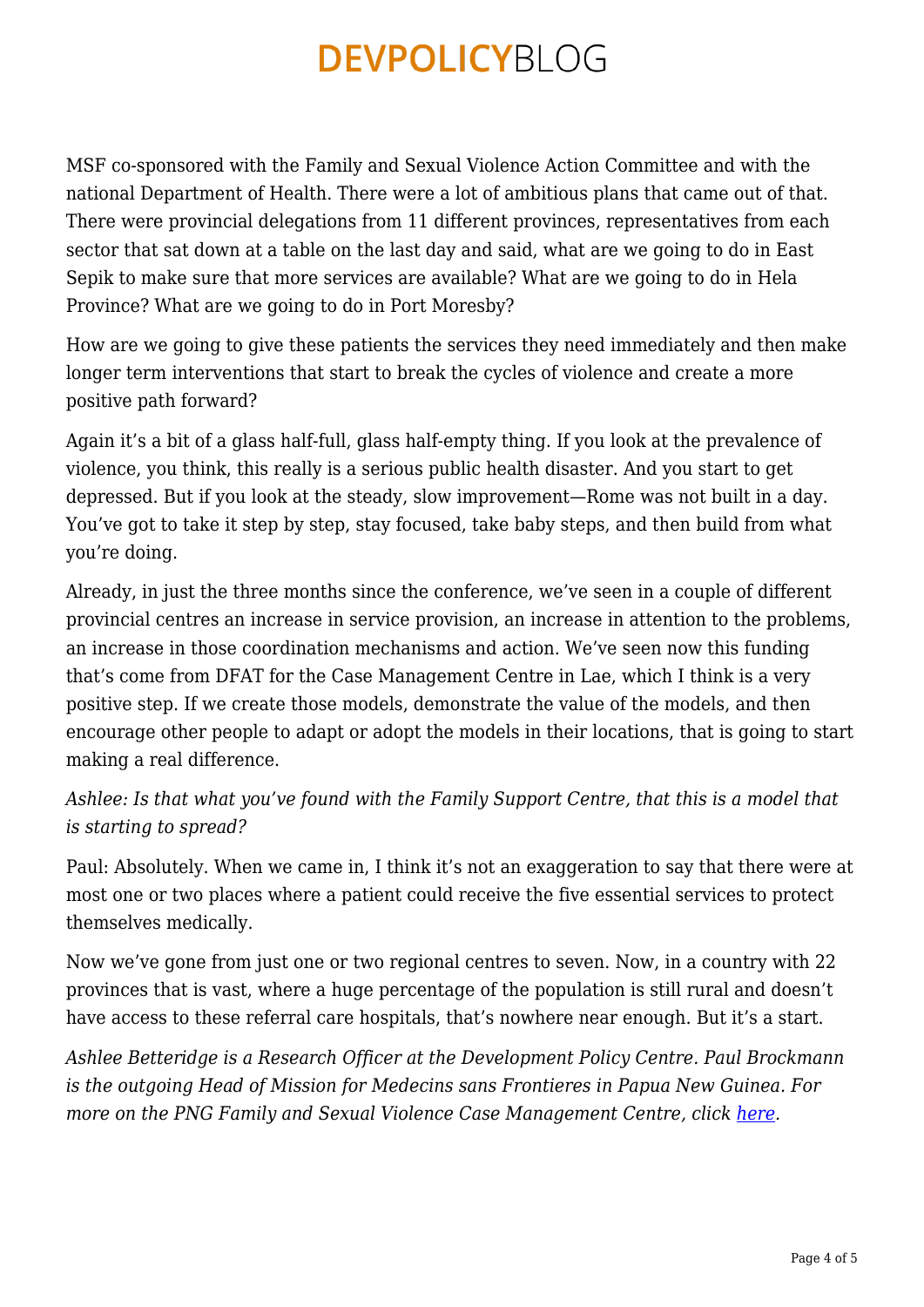MSF co-sponsored with the Family and Sexual Violence Action Committee and with the national Department of Health. There were a lot of ambitious plans that came out of that. There were provincial delegations from 11 different provinces, representatives from each sector that sat down at a table on the last day and said, what are we going to do in East Sepik to make sure that more services are available? What are we going to do in Hela Province? What are we going to do in Port Moresby?

How are we going to give these patients the services they need immediately and then make longer term interventions that start to break the cycles of violence and create a more positive path forward?

Again it's a bit of a glass half-full, glass half-empty thing. If you look at the prevalence of violence, you think, this really is a serious public health disaster. And you start to get depressed. But if you look at the steady, slow improvement—Rome was not built in a day. You've got to take it step by step, stay focused, take baby steps, and then build from what you're doing.

Already, in just the three months since the conference, we've seen in a couple of different provincial centres an increase in service provision, an increase in attention to the problems, an increase in those coordination mechanisms and action. We've seen now this funding that's come from DFAT for the Case Management Centre in Lae, which I think is a very positive step. If we create those models, demonstrate the value of the models, and then encourage other people to adapt or adopt the models in their locations, that is going to start making a real difference.

*Ashlee: Is that what you've found with the Family Support Centre, that this is a model that is starting to spread?*

Paul: Absolutely. When we came in, I think it's not an exaggeration to say that there were at most one or two places where a patient could receive the five essential services to protect themselves medically.

Now we've gone from just one or two regional centres to seven. Now, in a country with 22 provinces that is vast, where a huge percentage of the population is still rural and doesn't have access to these referral care hospitals, that's nowhere near enough. But it's a start.

*Ashlee Betteridge is a Research Officer at the Development Policy Centre. Paul Brockmann is the outgoing Head of Mission for Medecins sans Frontieres in Papua New Guinea. For more on the PNG Family and Sexual Violence Case Management Centre, click [here](#).*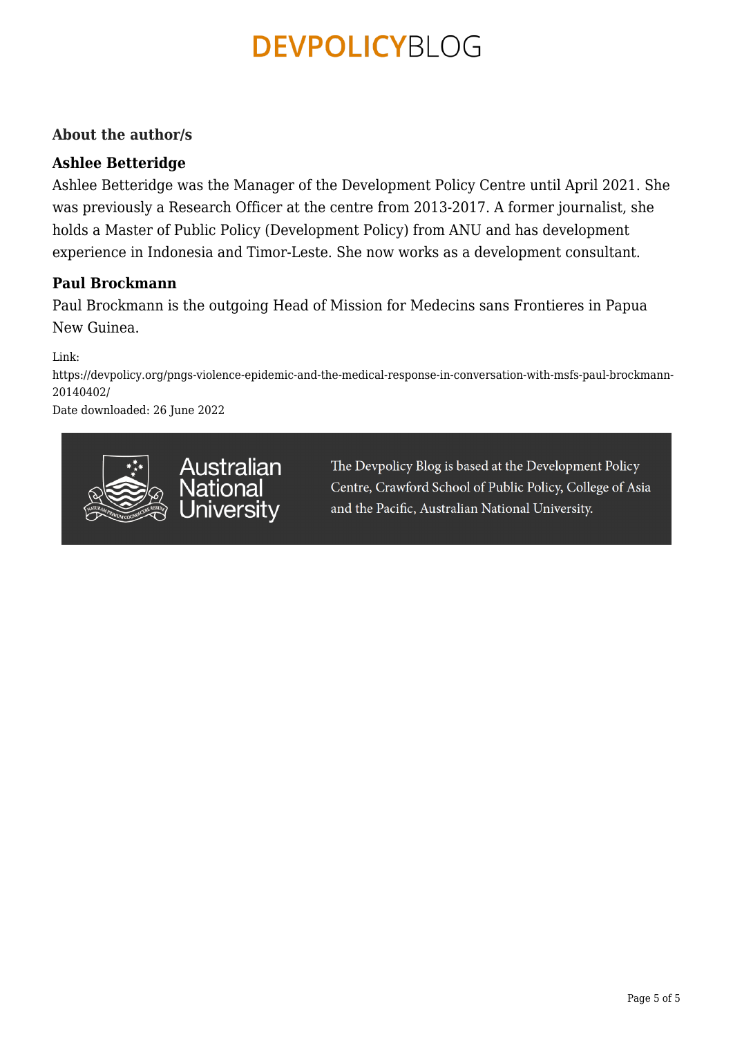### About the author/s

### Ashlee Betteridge

Ashlee Betteridge was the Manager of the Development Policy Centre until April 2021. She was previously a Research Officer at the centre from 2013-2017. A former journalist, she holds a Master of Public Policy (Development Policy) from ANU and has development experience in Indonesia and Timor-Leste. She now works as a development consultant.

### Paul Brockmann

Paul Brockmann is the outgoing Head of Mission for Medecins sans Frontieres in Papua New Guinea.

Link:
https://devpolicy.org/pngs-violence-epidemic-and-the-medical-response-in-conversation-with-msfs-paul-brockmann-20140402/
Date downloaded: 26 June 2022

Australian National University

The Devpolicy Blog is based at the Development Policy Centre, Crawford School of Public Policy, College of Asia and the Pacific, Australian National University.